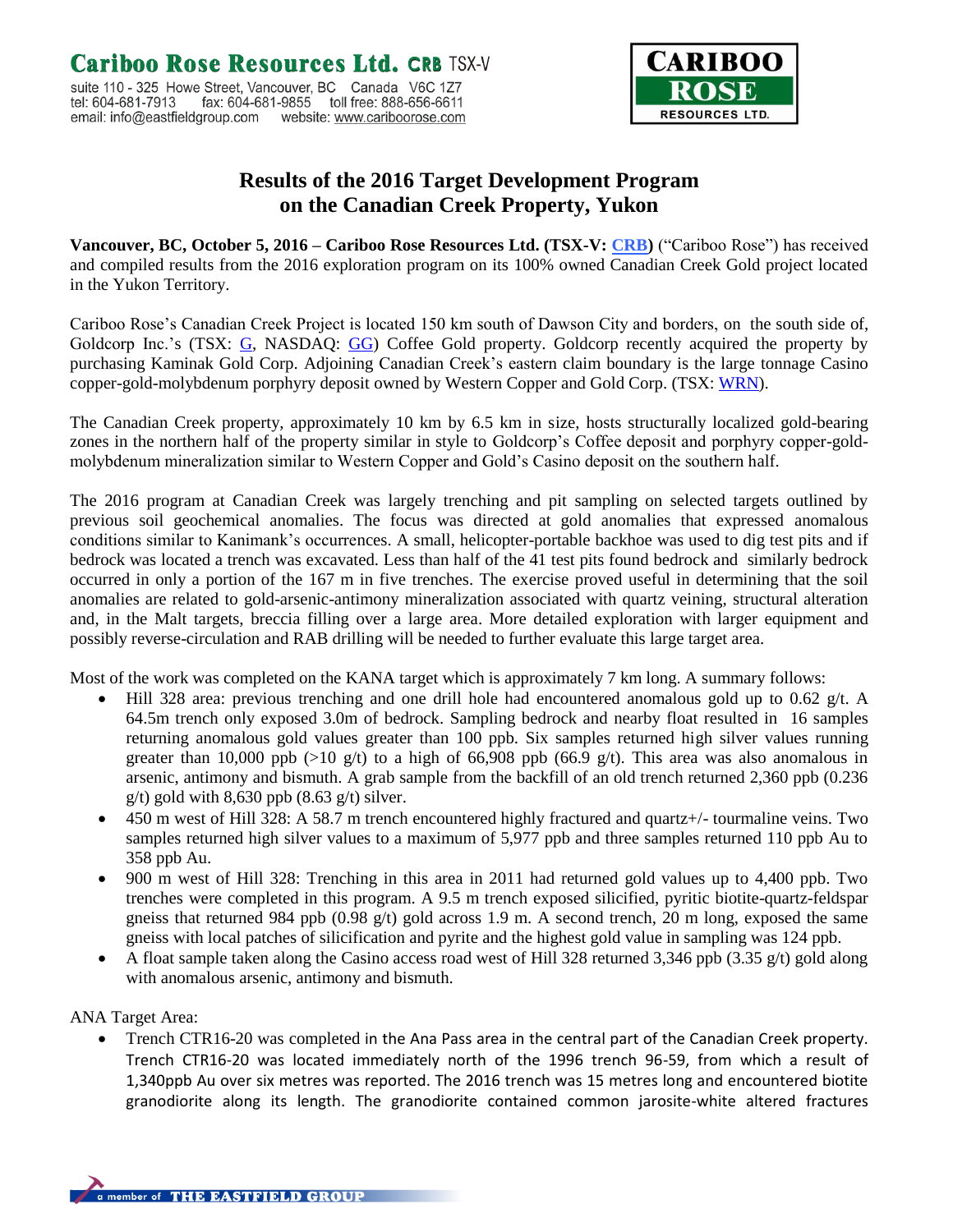**Cariboo Rose Resources Ltd.** CRB TSX-V

suite 110 - 325 Howe Street, Vancouver, BC Canada V6C 1Z7
tel: 604-681-7913 fax: 604-681-9855 toll free: 888-656-6611
email: info@eastfieldgroup.com website: www.cariboorose.com

# Results of the 2016 Target Development Program on the Canadian Creek Property, Yukon

**Vancouver, BC, October 5, 2016 – Cariboo Rose Resources Ltd. (TSX-V: CRB)** ("Cariboo Rose") has received and compiled results from the 2016 exploration program on its 100% owned Canadian Creek Gold project located in the Yukon Territory.

Cariboo Rose's Canadian Creek Project is located 150 km south of Dawson City and borders, on the south side of, Goldcorp Inc.'s (TSX: G, NASDAQ: GG) Coffee Gold property. Goldcorp recently acquired the property by purchasing Kaminak Gold Corp. Adjoining Canadian Creek's eastern claim boundary is the large tonnage Casino copper-gold-molybdenum porphyry deposit owned by Western Copper and Gold Corp. (TSX: WRN).

The Canadian Creek property, approximately 10 km by 6.5 km in size, hosts structurally localized gold-bearing zones in the northern half of the property similar in style to Goldcorp's Coffee deposit and porphyry copper-gold-molybdenum mineralization similar to Western Copper and Gold's Casino deposit on the southern half.

The 2016 program at Canadian Creek was largely trenching and pit sampling on selected targets outlined by previous soil geochemical anomalies. The focus was directed at gold anomalies that expressed anomalous conditions similar to Kanimank's occurrences. A small, helicopter-portable backhoe was used to dig test pits and if bedrock was located a trench was excavated. Less than half of the 41 test pits found bedrock and similarly bedrock occurred in only a portion of the 167 m in five trenches. The exercise proved useful in determining that the soil anomalies are related to gold-arsenic-antimony mineralization associated with quartz veining, structural alteration and, in the Malt targets, breccia filling over a large area. More detailed exploration with larger equipment and possibly reverse-circulation and RAB drilling will be needed to further evaluate this large target area.

Most of the work was completed on the KANA target which is approximately 7 km long. A summary follows:

- Hill 328 area: previous trenching and one drill hole had encountered anomalous gold up to 0.62 g/t. A 64.5m trench only exposed 3.0m of bedrock. Sampling bedrock and nearby float resulted in 16 samples returning anomalous gold values greater than 100 ppb. Six samples returned high silver values running greater than 10,000 ppb (>10 g/t) to a high of 66,908 ppb (66.9 g/t). This area was also anomalous in arsenic, antimony and bismuth. A grab sample from the backfill of an old trench returned 2,360 ppb (0.236 g/t) gold with 8,630 ppb (8.63 g/t) silver.
- 450 m west of Hill 328: A 58.7 m trench encountered highly fractured and quartz+/- tourmaline veins. Two samples returned high silver values to a maximum of 5,977 ppb and three samples returned 110 ppb Au to 358 ppb Au.
- 900 m west of Hill 328: Trenching in this area in 2011 had returned gold values up to 4,400 ppb. Two trenches were completed in this program. A 9.5 m trench exposed silicified, pyritic biotite-quartz-feldspar gneiss that returned 984 ppb (0.98 g/t) gold across 1.9 m. A second trench, 20 m long, exposed the same gneiss with local patches of silicification and pyrite and the highest gold value in sampling was 124 ppb.
- A float sample taken along the Casino access road west of Hill 328 returned 3,346 ppb (3.35 g/t) gold along with anomalous arsenic, antimony and bismuth.

ANA Target Area:

- Trench CTR16-20 was completed in the Ana Pass area in the central part of the Canadian Creek property. Trench CTR16-20 was located immediately north of the 1996 trench 96-59, from which a result of 1,340ppb Au over six metres was reported. The 2016 trench was 15 metres long and encountered biotite granodiorite along its length. The granodiorite contained common jarosite-white altered fractures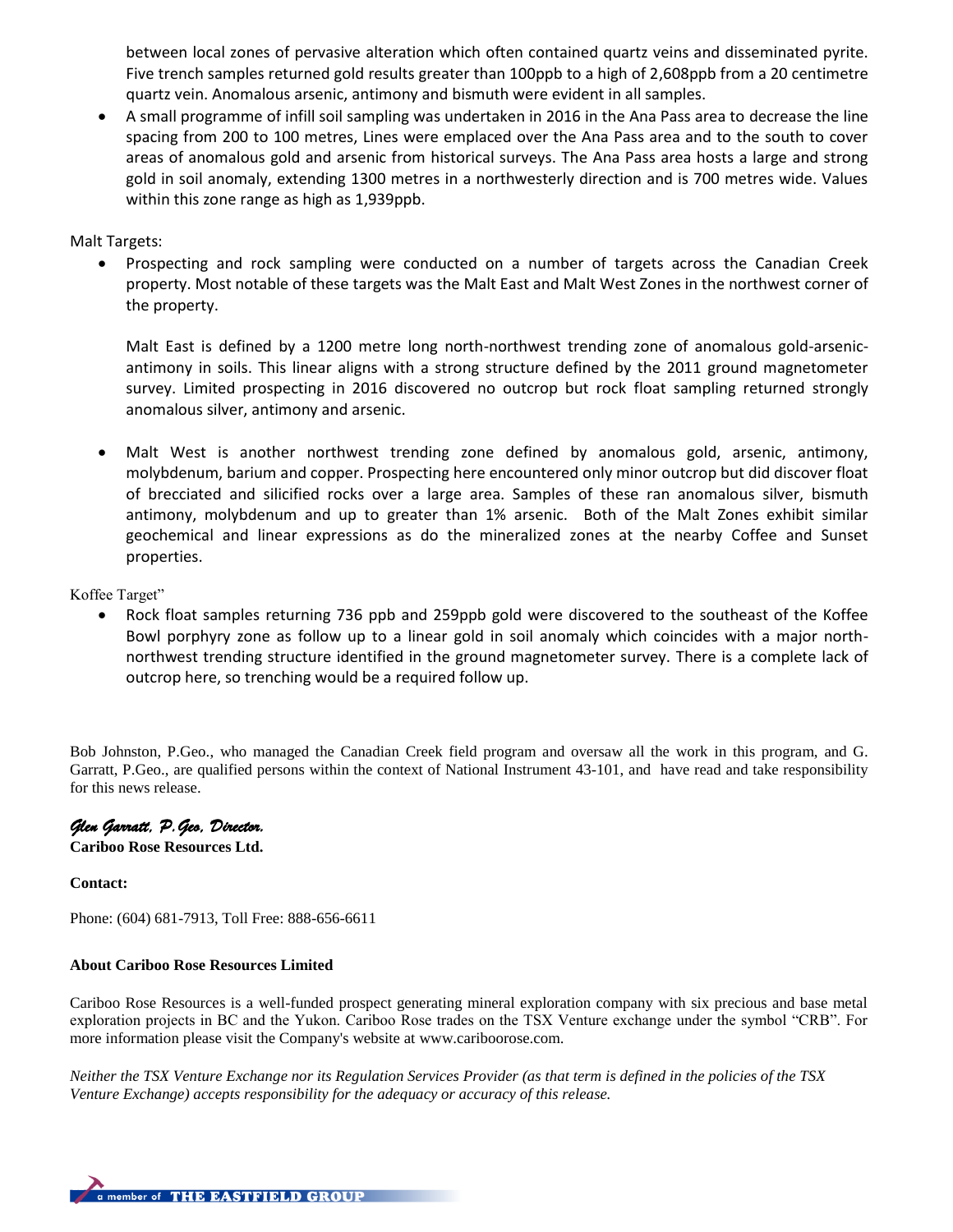between local zones of pervasive alteration which often contained quartz veins and disseminated pyrite. Five trench samples returned gold results greater than 100ppb to a high of 2,608ppb from a 20 centimetre quartz vein. Anomalous arsenic, antimony and bismuth were evident in all samples.

- A small programme of infill soil sampling was undertaken in 2016 in the Ana Pass area to decrease the line spacing from 200 to 100 metres, Lines were emplaced over the Ana Pass area and to the south to cover areas of anomalous gold and arsenic from historical surveys. The Ana Pass area hosts a large and strong gold in soil anomaly, extending 1300 metres in a northwesterly direction and is 700 metres wide. Values within this zone range as high as 1,939ppb.

Malt Targets:

- Prospecting and rock sampling were conducted on a number of targets across the Canadian Creek property. Most notable of these targets was the Malt East and Malt West Zones in the northwest corner of the property.

  Malt East is defined by a 1200 metre long north-northwest trending zone of anomalous gold-arsenic-antimony in soils. This linear aligns with a strong structure defined by the 2011 ground magnetometer survey. Limited prospecting in 2016 discovered no outcrop but rock float sampling returned strongly anomalous silver, antimony and arsenic.

- Malt West is another northwest trending zone defined by anomalous gold, arsenic, antimony, molybdenum, barium and copper. Prospecting here encountered only minor outcrop but did discover float of brecciated and silicified rocks over a large area. Samples of these ran anomalous silver, bismuth antimony, molybdenum and up to greater than 1% arsenic. Both of the Malt Zones exhibit similar geochemical and linear expressions as do the mineralized zones at the nearby Coffee and Sunset properties.

Koffee Target"

- Rock float samples returning 736 ppb and 259ppb gold were discovered to the southeast of the Koffee Bowl porphyry zone as follow up to a linear gold in soil anomaly which coincides with a major north-northwest trending structure identified in the ground magnetometer survey. There is a complete lack of outcrop here, so trenching would be a required follow up.

Bob Johnston, P.Geo., who managed the Canadian Creek field program and oversaw all the work in this program, and G. Garratt, P.Geo., are qualified persons within the context of National Instrument 43-101, and have read and take responsibility for this news release.

*Glen Garratt, P.Geo, Director.*
**Cariboo Rose Resources Ltd.**

**Contact:**

Phone: (604) 681-7913, Toll Free: 888-656-6611

**About Cariboo Rose Resources Limited**

Cariboo Rose Resources is a well-funded prospect generating mineral exploration company with six precious and base metal exploration projects in BC and the Yukon. Cariboo Rose trades on the TSX Venture exchange under the symbol "CRB". For more information please visit the Company's website at www.cariboorose.com.

*Neither the TSX Venture Exchange nor its Regulation Services Provider (as that term is defined in the policies of the TSX Venture Exchange) accepts responsibility for the adequacy or accuracy of this release.*

a member of THE EASTFIELD GROUP